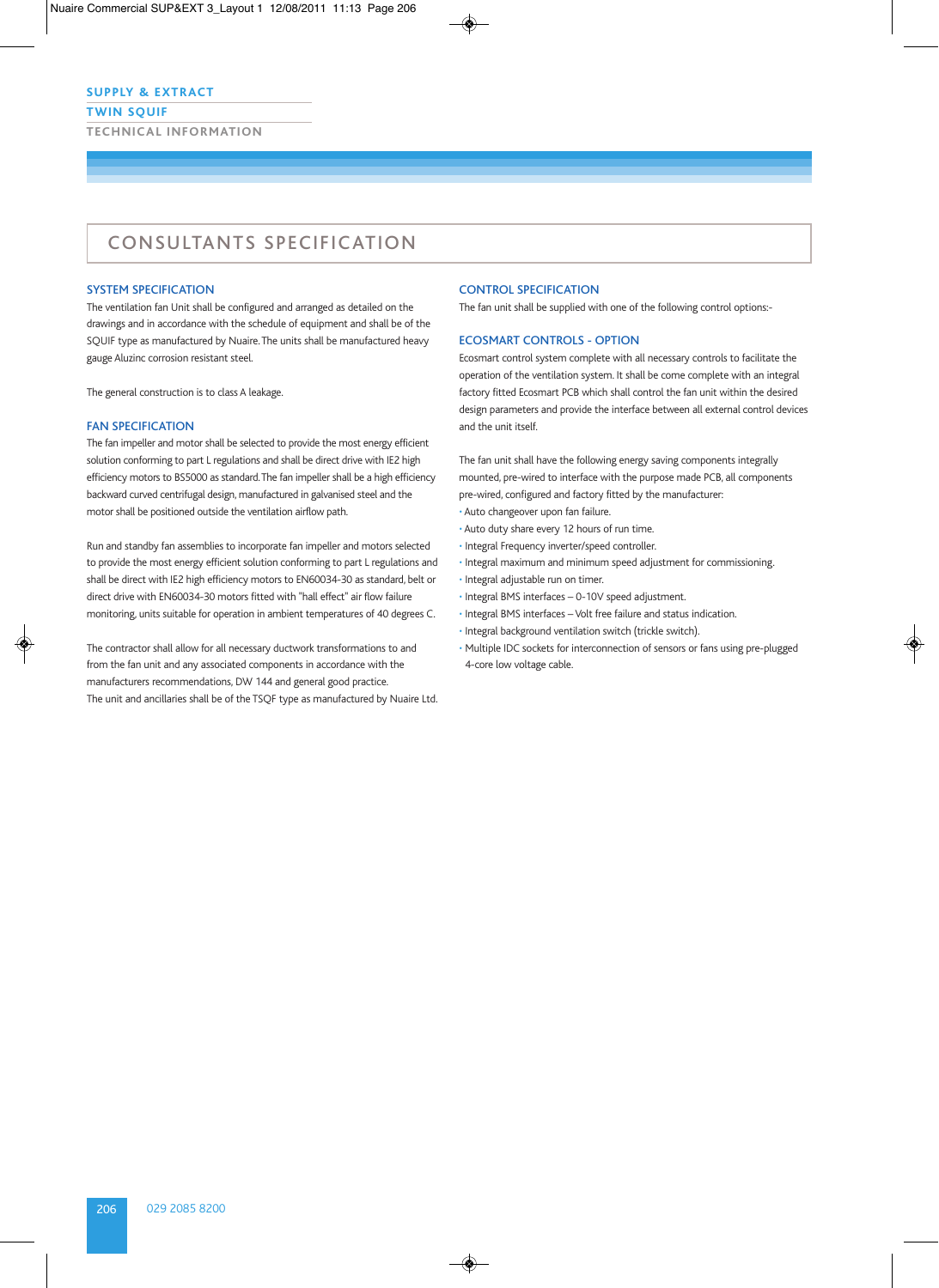SUPPLY & EXTRACT

TWIN SQUIF

TECHNICAL INFORMATION

# CONSULTANTS SPECIFICATION

## SYSTEM SPECIFICATION

The ventilation fan Unit shall be configured and arranged as detailed on the drawings and in accordance with the schedule of equipment and shall be of the SQUIF type as manufactured by Nuaire. The units shall be manufactured heavy gauge Aluzinc corrosion resistant steel.

The general construction is to class A leakage.

## FAN SPECIFICATION

The fan impeller and motor shall be selected to provide the most energy efficient solution conforming to part L regulations and shall be direct drive with IE2 high efficiency motors to BS5000 as standard. The fan impeller shall be a high efficiency backward curved centrifugal design, manufactured in galvanised steel and the motor shall be positioned outside the ventilation airflow path.

Run and standby fan assemblies to incorporate fan impeller and motors selected to provide the most energy efficient solution conforming to part L regulations and shall be direct with IE2 high efficiency motors to EN60034-30 as standard, belt or direct drive with EN60034-30 motors fitted with "hall effect" air flow failure monitoring, units suitable for operation in ambient temperatures of 40 degrees C.

The contractor shall allow for all necessary ductwork transformations to and from the fan unit and any associated components in accordance with the manufacturers recommendations, DW 144 and general good practice.
The unit and ancillaries shall be of the TSQF type as manufactured by Nuaire Ltd.

## CONTROL SPECIFICATION

The fan unit shall be supplied with one of the following control options:-

## ECOSMART CONTROLS - OPTION

Ecosmart control system complete with all necessary controls to facilitate the operation of the ventilation system. It shall be come complete with an integral factory fitted Ecosmart PCB which shall control the fan unit within the desired design parameters and provide the interface between all external control devices and the unit itself.

The fan unit shall have the following energy saving components integrally mounted, pre-wired to interface with the purpose made PCB, all components pre-wired, configured and factory fitted by the manufacturer:

- Auto changeover upon fan failure.
- Auto duty share every 12 hours of run time.
- Integral Frequency inverter/speed controller.
- Integral maximum and minimum speed adjustment for commissioning.
- Integral adjustable run on timer.
- Integral BMS interfaces – 0-10V speed adjustment.
- Integral BMS interfaces – Volt free failure and status indication.
- Integral background ventilation switch (trickle switch).
- Multiple IDC sockets for interconnection of sensors or fans using pre-plugged 4-core low voltage cable.

029 2085 8200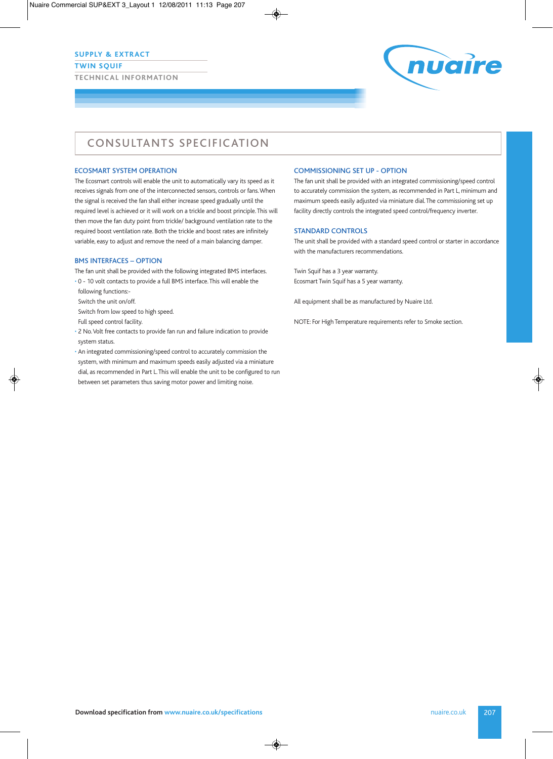SUPPLY & EXTRACT
TWIN SQUIF
TECHNICAL INFORMATION

# CONSULTANTS SPECIFICATION

### ECOSMART SYSTEM OPERATION

The Ecosmart controls will enable the unit to automatically vary its speed as it receives signals from one of the interconnected sensors, controls or fans. When the signal is received the fan shall either increase speed gradually until the required level is achieved or it will work on a trickle and boost principle. This will then move the fan duty point from trickle/ background ventilation rate to the required boost ventilation rate. Both the trickle and boost rates are infinitely variable, easy to adjust and remove the need of a main balancing damper.

### BMS INTERFACES – OPTION

The fan unit shall be provided with the following integrated BMS interfaces.

- 0 - 10 volt contacts to provide a full BMS interface. This will enable the following functions:-
  Switch the unit on/off.
  Switch from low speed to high speed.
  Full speed control facility.
- 2 No. Volt free contacts to provide fan run and failure indication to provide system status.
- An integrated commissioning/speed control to accurately commission the system, with minimum and maximum speeds easily adjusted via a miniature dial, as recommended in Part L. This will enable the unit to be configured to run between set parameters thus saving motor power and limiting noise.

### COMMISSIONING SET UP - OPTION

The fan unit shall be provided with an integrated commissioning/speed control to accurately commission the system, as recommended in Part L, minimum and maximum speeds easily adjusted via miniature dial. The commissioning set up facility directly controls the integrated speed control/frequency inverter.

### STANDARD CONTROLS

The unit shall be provided with a standard speed control or starter in accordance with the manufacturers recommendations.

Twin Squif has a 3 year warranty.
Ecosmart Twin Squif has a 5 year warranty.

All equipment shall be as manufactured by Nuaire Ltd.

NOTE: For High Temperature requirements refer to Smoke section.

**Download specification from** www.nuaire.co.uk/specifications